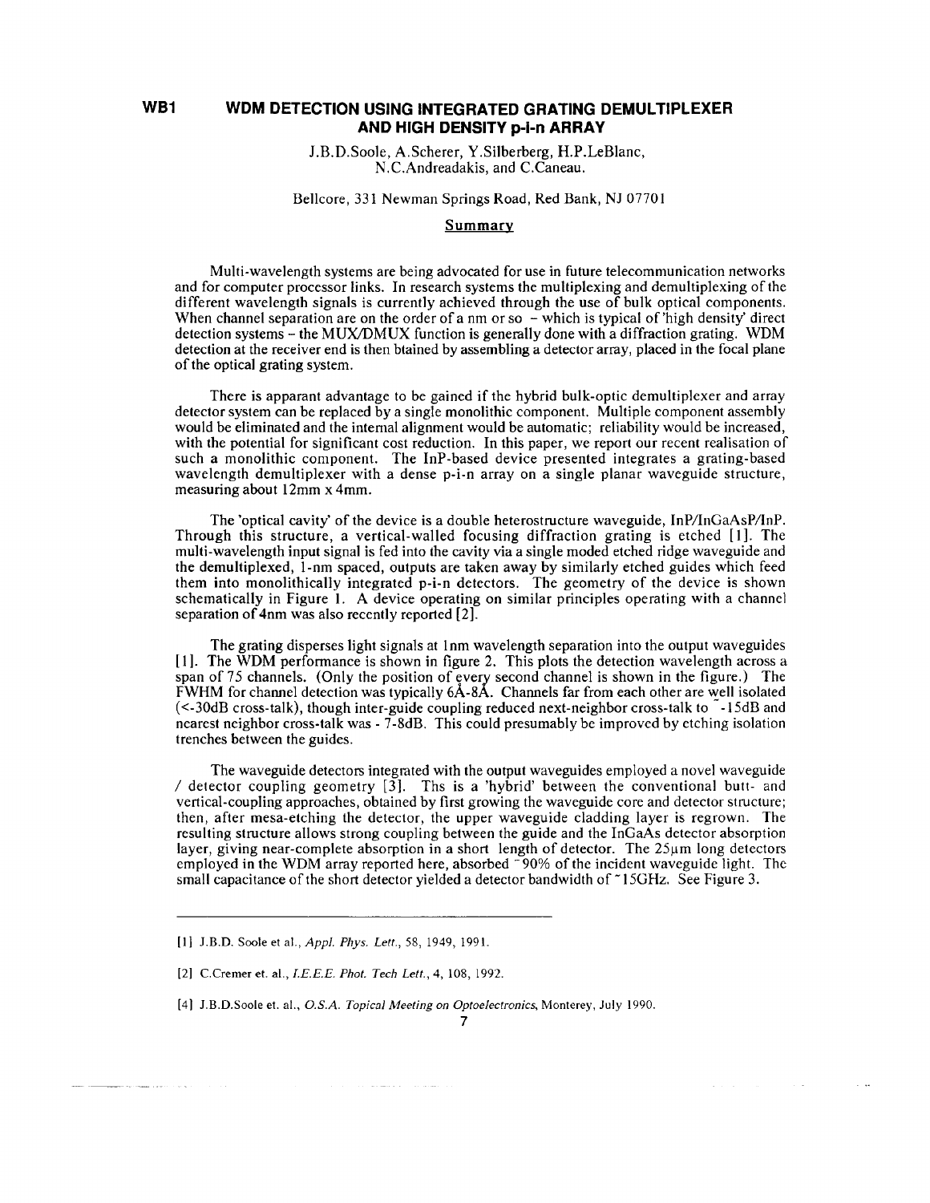**WB1**

# WDM DETECTION USING INTEGRATED GRATING DEMULTIPLEXER AND HIGH DENSITY p-i-n ARRAY

J.B.D.Soole, A.Scherer, Y.Silberberg, H.P.LeBlanc, N.C.Andreadakis, and C.Caneau.

Bellcore, 331 Newman Springs Road, Red Bank, NJ 07701

## Summary

Multi-wavelength systems are being advocated for use in future telecommunication networks and for computer processor links. In research systems the multiplexing and demultiplexing of the different wavelength signals is currently achieved through the use of bulk optical components. When channel separation are on the order of a nm or so – which is typical of 'high density' direct detection systems – the MUX/DMUX function is generally done with a diffraction grating. WDM detection at the receiver end is then btained by assembling a detector array, placed in the focal plane of the optical grating system.

There is apparant advantage to be gained if the hybrid bulk-optic demultiplexer and array detector system can be replaced by a single monolithic component. Multiple component assembly would be eliminated and the internal alignment would be automatic; reliability would be increased, with the potential for significant cost reduction. In this paper, we report our recent realisation of such a monolithic component. The InP-based device presented integrates a grating-based wavelength demultiplexer with a dense p-i-n array on a single planar waveguide structure, measuring about 12mm x 4mm.

The 'optical cavity' of the device is a double heterostructure waveguide, InP/InGaAsP/InP. Through this structure, a vertical-walled focusing diffraction grating is etched [1]. The multi-wavelength input signal is fed into the cavity via a single moded etched ridge waveguide and the demultiplexed, 1-nm spaced, outputs are taken away by similarly etched guides which feed them into monolithically integrated p-i-n detectors. The geometry of the device is shown schematically in Figure 1. A device operating on similar principles operating with a channel separation of 4nm was also recently reported [2].

The grating disperses light signals at 1nm wavelength separation into the output waveguides [1]. The WDM performance is shown in figure 2. This plots the detection wavelength across a span of 75 channels. (Only the position of every second channel is shown in the figure.) The FWHM for channel detection was typically 6Å-8Å. Channels far from each other are well isolated (<-30dB cross-talk), though inter-guide coupling reduced next-neighbor cross-talk to ~-15dB and nearest neighbor cross-talk was - 7-8dB. This could presumably be improved by etching isolation trenches between the guides.

The waveguide detectors integrated with the output waveguides employed a novel waveguide / detector coupling geometry [3]. Ths is a 'hybrid' between the conventional butt- and vertical-coupling approaches, obtained by first growing the waveguide core and detector structure; then, after mesa-etching the detector, the upper waveguide cladding layer is regrown. The resulting structure allows strong coupling between the guide and the InGaAs detector absorption layer, giving near-complete absorption in a short length of detector. The 25μm long detectors employed in the WDM array reported here, absorbed ~90% of the incident waveguide light. The small capacitance of the short detector yielded a detector bandwidth of ~15GHz. See Figure 3.

---

[1] J.B.D. Soole et al., *Appl. Phys. Lett.*, 58, 1949, 1991.

[2] C.Cremer et. al., *I.E.E.E. Phot. Tech Lett.*, 4, 108, 1992.

[4] J.B.D.Soole et. al., *O.S.A. Topical Meeting on Optoelectronics*, Monterey, July 1990.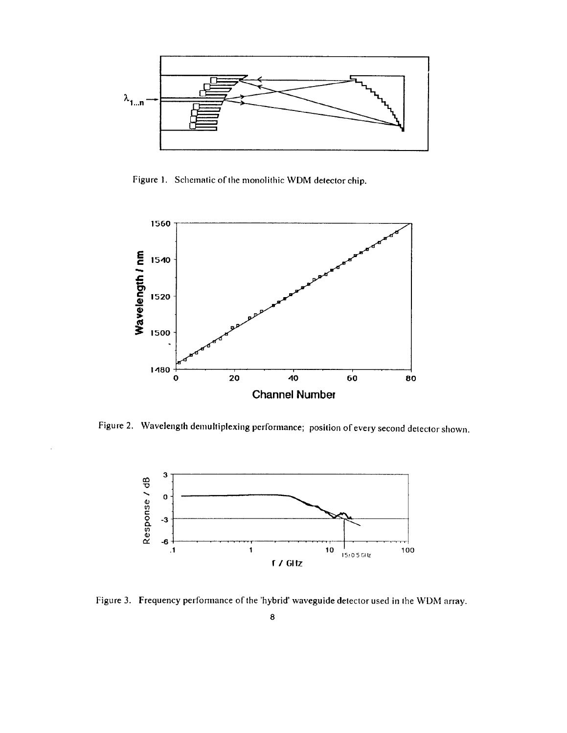$\lambda_{1...n}$

Figure 1. Schematic of the monolithic WDM detector chip.

Wavelength / nm

1560

1540

1520

1500

1480

0 20 40 60 80

Channel Number

Figure 2. Wavelength demultiplexing performance; position of every second detector shown.

Response / dB

3

0

-3

-6

.1 1 10 100

15±0.5 GHz

f / GHz

Figure 3. Frequency performance of the 'hybrid' waveguide detector used in the WDM array.